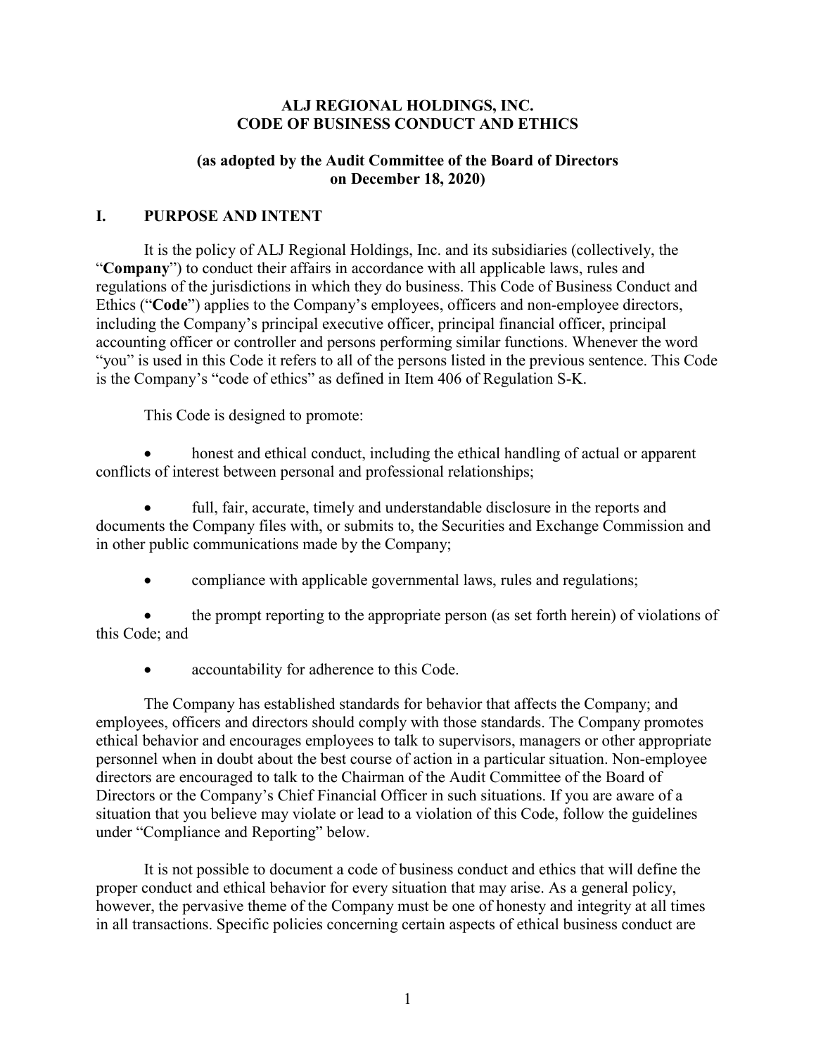# ALJ REGIONAL HOLDINGS, INC.
# CODE OF BUSINESS CONDUCT AND ETHICS

### (as adopted by the Audit Committee of the Board of Directors on December 18, 2020)

## I. PURPOSE AND INTENT

It is the policy of ALJ Regional Holdings, Inc. and its subsidiaries (collectively, the "**Company**") to conduct their affairs in accordance with all applicable laws, rules and regulations of the jurisdictions in which they do business. This Code of Business Conduct and Ethics ("**Code**") applies to the Company's employees, officers and non-employee directors, including the Company's principal executive officer, principal financial officer, principal accounting officer or controller and persons performing similar functions. Whenever the word "you" is used in this Code it refers to all of the persons listed in the previous sentence. This Code is the Company's "code of ethics" as defined in Item 406 of Regulation S-K.

This Code is designed to promote:

- honest and ethical conduct, including the ethical handling of actual or apparent conflicts of interest between personal and professional relationships;
- full, fair, accurate, timely and understandable disclosure in the reports and documents the Company files with, or submits to, the Securities and Exchange Commission and in other public communications made by the Company;
- compliance with applicable governmental laws, rules and regulations;
- the prompt reporting to the appropriate person (as set forth herein) of violations of this Code; and
- accountability for adherence to this Code.

The Company has established standards for behavior that affects the Company; and employees, officers and directors should comply with those standards. The Company promotes ethical behavior and encourages employees to talk to supervisors, managers or other appropriate personnel when in doubt about the best course of action in a particular situation. Non-employee directors are encouraged to talk to the Chairman of the Audit Committee of the Board of Directors or the Company's Chief Financial Officer in such situations. If you are aware of a situation that you believe may violate or lead to a violation of this Code, follow the guidelines under "Compliance and Reporting" below.

It is not possible to document a code of business conduct and ethics that will define the proper conduct and ethical behavior for every situation that may arise. As a general policy, however, the pervasive theme of the Company must be one of honesty and integrity at all times in all transactions. Specific policies concerning certain aspects of ethical business conduct are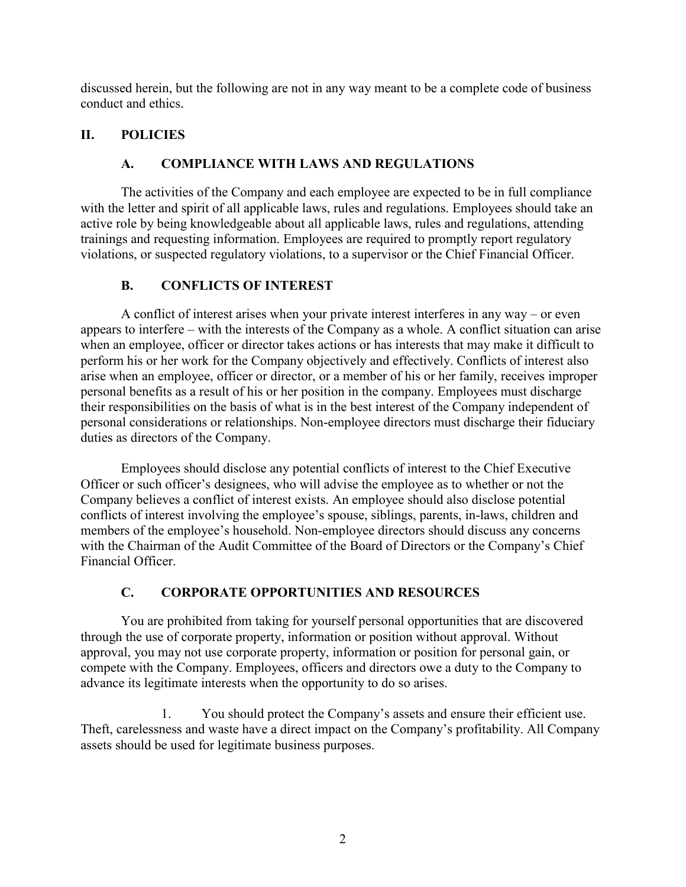discussed herein, but the following are not in any way meant to be a complete code of business conduct and ethics.

## II. POLICIES

### A. COMPLIANCE WITH LAWS AND REGULATIONS

The activities of the Company and each employee are expected to be in full compliance with the letter and spirit of all applicable laws, rules and regulations. Employees should take an active role by being knowledgeable about all applicable laws, rules and regulations, attending trainings and requesting information. Employees are required to promptly report regulatory violations, or suspected regulatory violations, to a supervisor or the Chief Financial Officer.

### B. CONFLICTS OF INTEREST

A conflict of interest arises when your private interest interferes in any way – or even appears to interfere – with the interests of the Company as a whole. A conflict situation can arise when an employee, officer or director takes actions or has interests that may make it difficult to perform his or her work for the Company objectively and effectively. Conflicts of interest also arise when an employee, officer or director, or a member of his or her family, receives improper personal benefits as a result of his or her position in the company. Employees must discharge their responsibilities on the basis of what is in the best interest of the Company independent of personal considerations or relationships. Non-employee directors must discharge their fiduciary duties as directors of the Company.

Employees should disclose any potential conflicts of interest to the Chief Executive Officer or such officer's designees, who will advise the employee as to whether or not the Company believes a conflict of interest exists. An employee should also disclose potential conflicts of interest involving the employee's spouse, siblings, parents, in-laws, children and members of the employee's household. Non-employee directors should discuss any concerns with the Chairman of the Audit Committee of the Board of Directors or the Company's Chief Financial Officer.

### C. CORPORATE OPPORTUNITIES AND RESOURCES

You are prohibited from taking for yourself personal opportunities that are discovered through the use of corporate property, information or position without approval. Without approval, you may not use corporate property, information or position for personal gain, or compete with the Company. Employees, officers and directors owe a duty to the Company to advance its legitimate interests when the opportunity to do so arises.

1. You should protect the Company's assets and ensure their efficient use. Theft, carelessness and waste have a direct impact on the Company's profitability. All Company assets should be used for legitimate business purposes.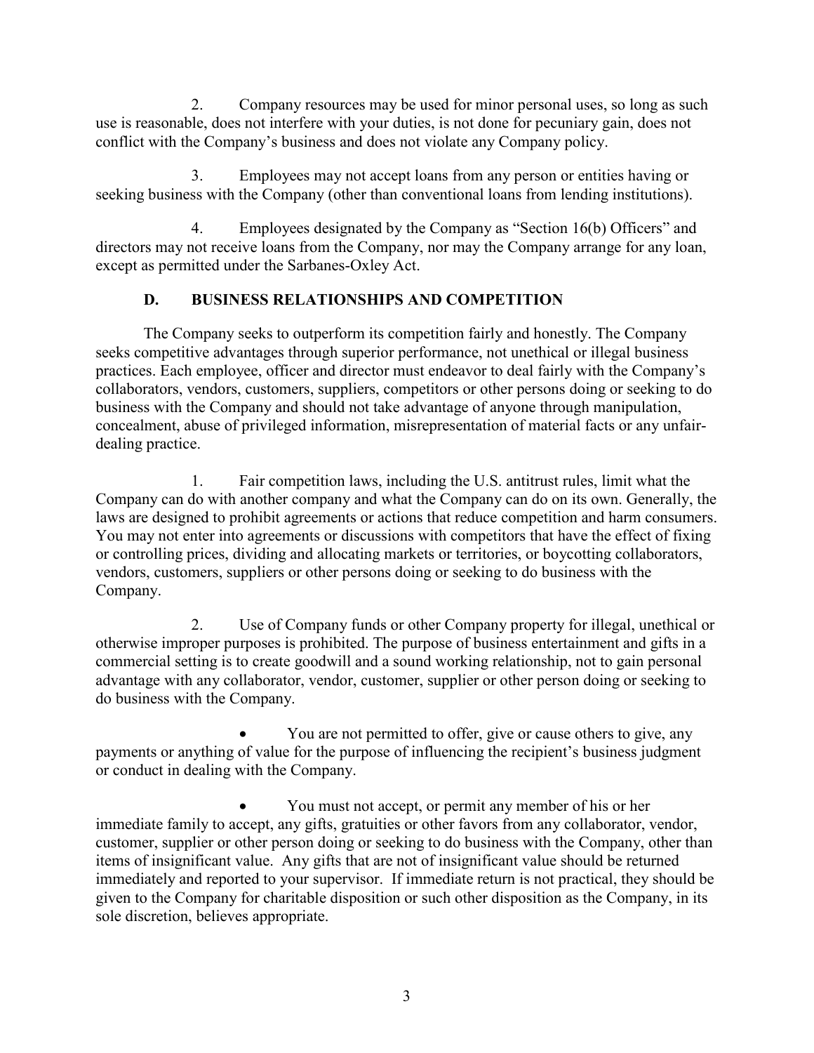2. Company resources may be used for minor personal uses, so long as such use is reasonable, does not interfere with your duties, is not done for pecuniary gain, does not conflict with the Company's business and does not violate any Company policy.

3. Employees may not accept loans from any person or entities having or seeking business with the Company (other than conventional loans from lending institutions).

4. Employees designated by the Company as "Section 16(b) Officers" and directors may not receive loans from the Company, nor may the Company arrange for any loan, except as permitted under the Sarbanes-Oxley Act.

## D. BUSINESS RELATIONSHIPS AND COMPETITION

The Company seeks to outperform its competition fairly and honestly. The Company seeks competitive advantages through superior performance, not unethical or illegal business practices. Each employee, officer and director must endeavor to deal fairly with the Company's collaborators, vendors, customers, suppliers, competitors or other persons doing or seeking to do business with the Company and should not take advantage of anyone through manipulation, concealment, abuse of privileged information, misrepresentation of material facts or any unfair-dealing practice.

1. Fair competition laws, including the U.S. antitrust rules, limit what the Company can do with another company and what the Company can do on its own. Generally, the laws are designed to prohibit agreements or actions that reduce competition and harm consumers. You may not enter into agreements or discussions with competitors that have the effect of fixing or controlling prices, dividing and allocating markets or territories, or boycotting collaborators, vendors, customers, suppliers or other persons doing or seeking to do business with the Company.

2. Use of Company funds or other Company property for illegal, unethical or otherwise improper purposes is prohibited. The purpose of business entertainment and gifts in a commercial setting is to create goodwill and a sound working relationship, not to gain personal advantage with any collaborator, vendor, customer, supplier or other person doing or seeking to do business with the Company.

- You are not permitted to offer, give or cause others to give, any payments or anything of value for the purpose of influencing the recipient's business judgment or conduct in dealing with the Company.

- You must not accept, or permit any member of his or her immediate family to accept, any gifts, gratuities or other favors from any collaborator, vendor, customer, supplier or other person doing or seeking to do business with the Company, other than items of insignificant value. Any gifts that are not of insignificant value should be returned immediately and reported to your supervisor. If immediate return is not practical, they should be given to the Company for charitable disposition or such other disposition as the Company, in its sole discretion, believes appropriate.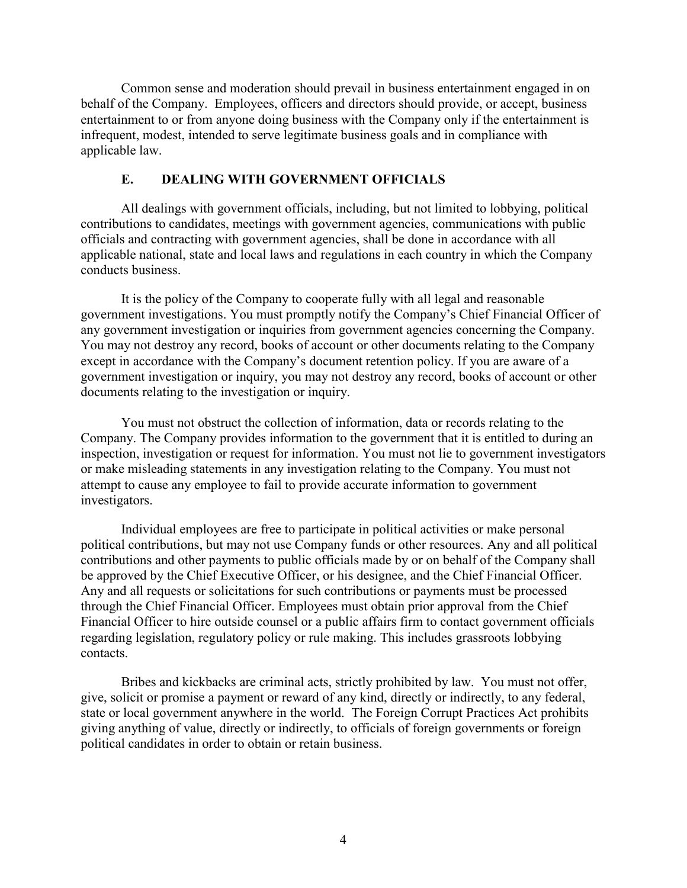Common sense and moderation should prevail in business entertainment engaged in on behalf of the Company. Employees, officers and directors should provide, or accept, business entertainment to or from anyone doing business with the Company only if the entertainment is infrequent, modest, intended to serve legitimate business goals and in compliance with applicable law.

### E. DEALING WITH GOVERNMENT OFFICIALS

All dealings with government officials, including, but not limited to lobbying, political contributions to candidates, meetings with government agencies, communications with public officials and contracting with government agencies, shall be done in accordance with all applicable national, state and local laws and regulations in each country in which the Company conducts business.

It is the policy of the Company to cooperate fully with all legal and reasonable government investigations. You must promptly notify the Company's Chief Financial Officer of any government investigation or inquiries from government agencies concerning the Company. You may not destroy any record, books of account or other documents relating to the Company except in accordance with the Company's document retention policy. If you are aware of a government investigation or inquiry, you may not destroy any record, books of account or other documents relating to the investigation or inquiry.

You must not obstruct the collection of information, data or records relating to the Company. The Company provides information to the government that it is entitled to during an inspection, investigation or request for information. You must not lie to government investigators or make misleading statements in any investigation relating to the Company. You must not attempt to cause any employee to fail to provide accurate information to government investigators.

Individual employees are free to participate in political activities or make personal political contributions, but may not use Company funds or other resources. Any and all political contributions and other payments to public officials made by or on behalf of the Company shall be approved by the Chief Executive Officer, or his designee, and the Chief Financial Officer. Any and all requests or solicitations for such contributions or payments must be processed through the Chief Financial Officer. Employees must obtain prior approval from the Chief Financial Officer to hire outside counsel or a public affairs firm to contact government officials regarding legislation, regulatory policy or rule making. This includes grassroots lobbying contacts.

Bribes and kickbacks are criminal acts, strictly prohibited by law. You must not offer, give, solicit or promise a payment or reward of any kind, directly or indirectly, to any federal, state or local government anywhere in the world. The Foreign Corrupt Practices Act prohibits giving anything of value, directly or indirectly, to officials of foreign governments or foreign political candidates in order to obtain or retain business.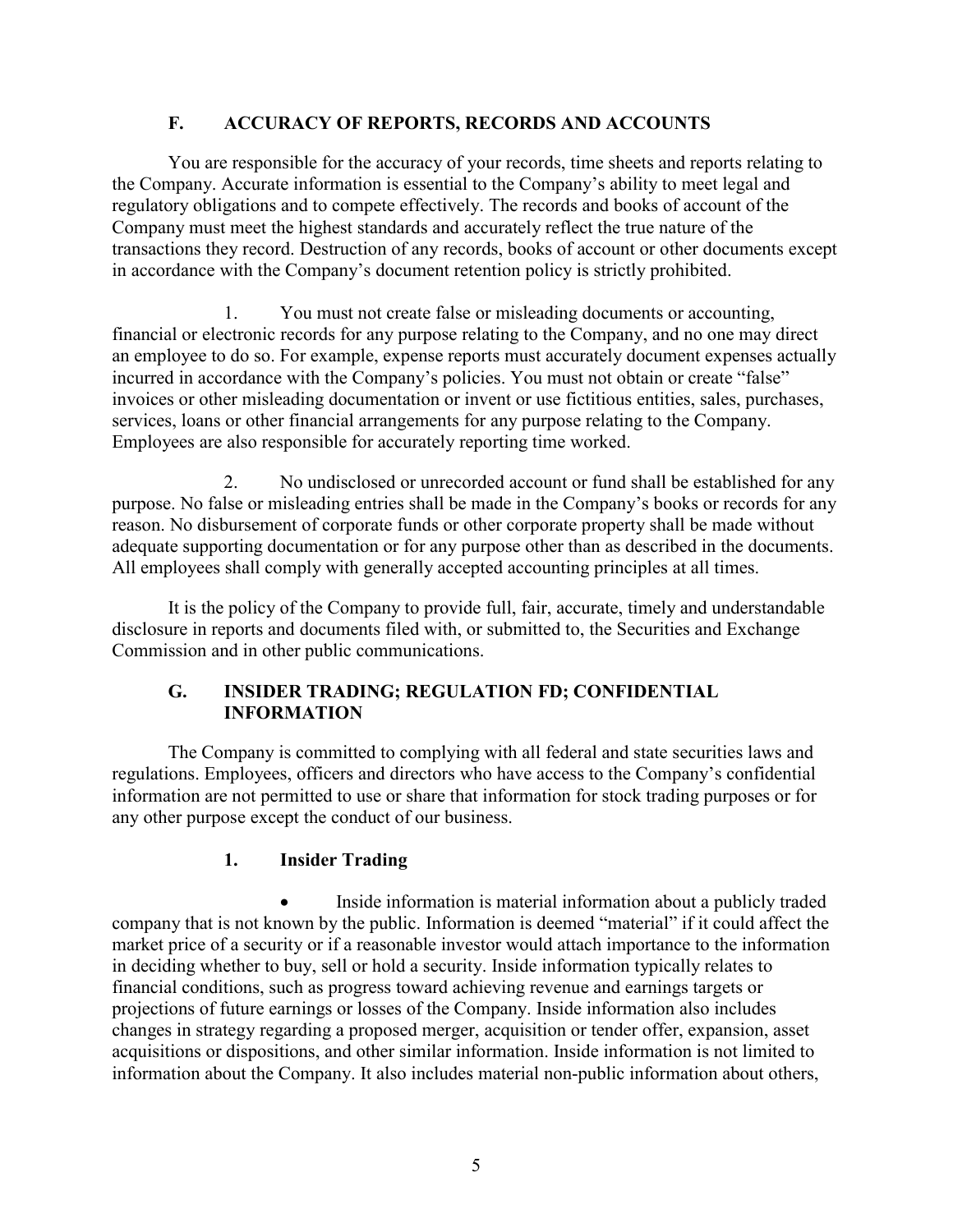## F. ACCURACY OF REPORTS, RECORDS AND ACCOUNTS

You are responsible for the accuracy of your records, time sheets and reports relating to the Company. Accurate information is essential to the Company's ability to meet legal and regulatory obligations and to compete effectively. The records and books of account of the Company must meet the highest standards and accurately reflect the true nature of the transactions they record. Destruction of any records, books of account or other documents except in accordance with the Company's document retention policy is strictly prohibited.

1. You must not create false or misleading documents or accounting, financial or electronic records for any purpose relating to the Company, and no one may direct an employee to do so. For example, expense reports must accurately document expenses actually incurred in accordance with the Company's policies. You must not obtain or create "false" invoices or other misleading documentation or invent or use fictitious entities, sales, purchases, services, loans or other financial arrangements for any purpose relating to the Company. Employees are also responsible for accurately reporting time worked.

2. No undisclosed or unrecorded account or fund shall be established for any purpose. No false or misleading entries shall be made in the Company's books or records for any reason. No disbursement of corporate funds or other corporate property shall be made without adequate supporting documentation or for any purpose other than as described in the documents. All employees shall comply with generally accepted accounting principles at all times.

It is the policy of the Company to provide full, fair, accurate, timely and understandable disclosure in reports and documents filed with, or submitted to, the Securities and Exchange Commission and in other public communications.

## G. INSIDER TRADING; REGULATION FD; CONFIDENTIAL INFORMATION

The Company is committed to complying with all federal and state securities laws and regulations. Employees, officers and directors who have access to the Company's confidential information are not permitted to use or share that information for stock trading purposes or for any other purpose except the conduct of our business.

### 1. Insider Trading

- Inside information is material information about a publicly traded company that is not known by the public. Information is deemed "material" if it could affect the market price of a security or if a reasonable investor would attach importance to the information in deciding whether to buy, sell or hold a security. Inside information typically relates to financial conditions, such as progress toward achieving revenue and earnings targets or projections of future earnings or losses of the Company. Inside information also includes changes in strategy regarding a proposed merger, acquisition or tender offer, expansion, asset acquisitions or dispositions, and other similar information. Inside information is not limited to information about the Company. It also includes material non-public information about others,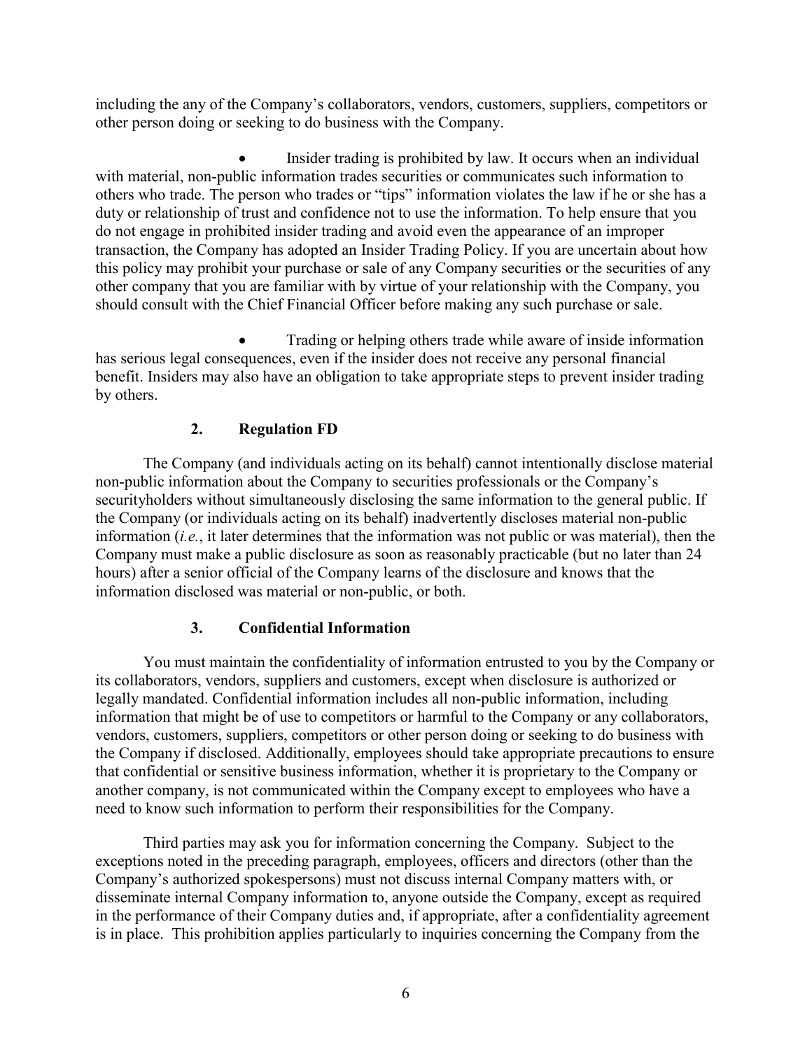including the any of the Company's collaborators, vendors, customers, suppliers, competitors or other person doing or seeking to do business with the Company.

- Insider trading is prohibited by law. It occurs when an individual with material, non-public information trades securities or communicates such information to others who trade. The person who trades or "tips" information violates the law if he or she has a duty or relationship of trust and confidence not to use the information. To help ensure that you do not engage in prohibited insider trading and avoid even the appearance of an improper transaction, the Company has adopted an Insider Trading Policy. If you are uncertain about how this policy may prohibit your purchase or sale of any Company securities or the securities of any other company that you are familiar with by virtue of your relationship with the Company, you should consult with the Chief Financial Officer before making any such purchase or sale.

- Trading or helping others trade while aware of inside information has serious legal consequences, even if the insider does not receive any personal financial benefit. Insiders may also have an obligation to take appropriate steps to prevent insider trading by others.

### 2. Regulation FD

The Company (and individuals acting on its behalf) cannot intentionally disclose material non-public information about the Company to securities professionals or the Company's securityholders without simultaneously disclosing the same information to the general public. If the Company (or individuals acting on its behalf) inadvertently discloses material non-public information (*i.e.*, it later determines that the information was not public or was material), then the Company must make a public disclosure as soon as reasonably practicable (but no later than 24 hours) after a senior official of the Company learns of the disclosure and knows that the information disclosed was material or non-public, or both.

### 3. Confidential Information

You must maintain the confidentiality of information entrusted to you by the Company or its collaborators, vendors, suppliers and customers, except when disclosure is authorized or legally mandated. Confidential information includes all non-public information, including information that might be of use to competitors or harmful to the Company or any collaborators, vendors, customers, suppliers, competitors or other person doing or seeking to do business with the Company if disclosed. Additionally, employees should take appropriate precautions to ensure that confidential or sensitive business information, whether it is proprietary to the Company or another company, is not communicated within the Company except to employees who have a need to know such information to perform their responsibilities for the Company.

Third parties may ask you for information concerning the Company. Subject to the exceptions noted in the preceding paragraph, employees, officers and directors (other than the Company's authorized spokespersons) must not discuss internal Company matters with, or disseminate internal Company information to, anyone outside the Company, except as required in the performance of their Company duties and, if appropriate, after a confidentiality agreement is in place. This prohibition applies particularly to inquiries concerning the Company from the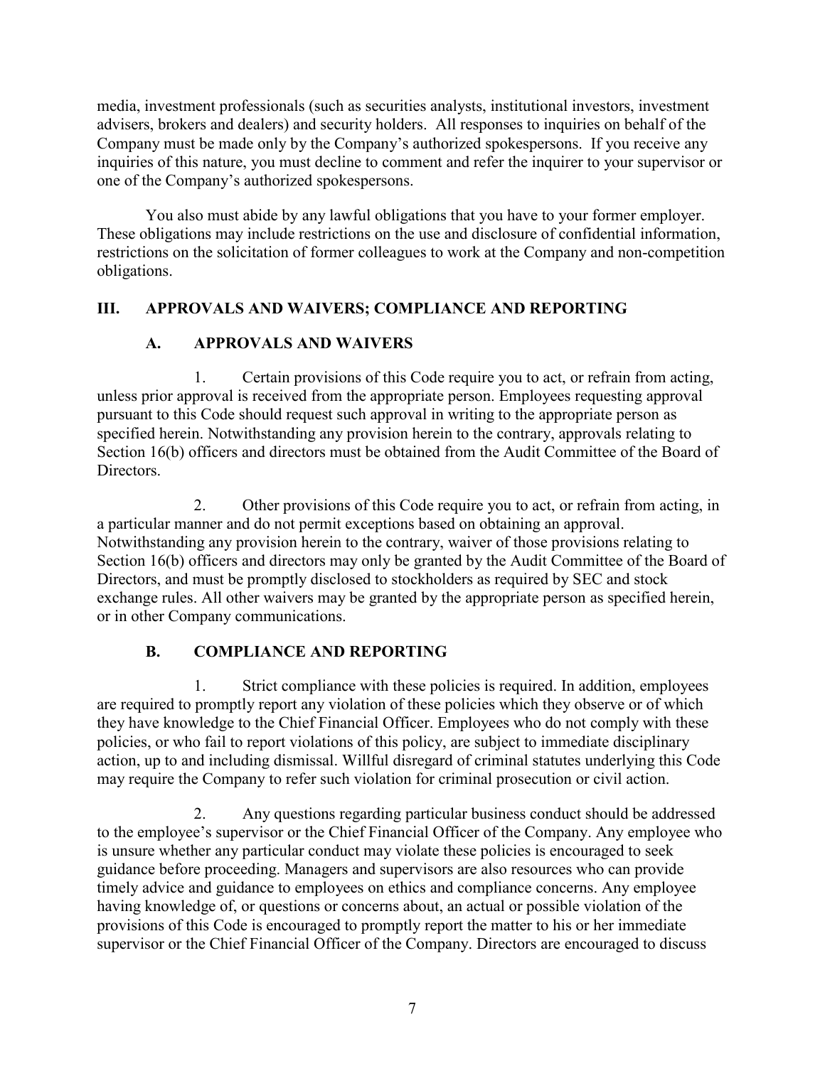media, investment professionals (such as securities analysts, institutional investors, investment advisers, brokers and dealers) and security holders. All responses to inquiries on behalf of the Company must be made only by the Company's authorized spokespersons. If you receive any inquiries of this nature, you must decline to comment and refer the inquirer to your supervisor or one of the Company's authorized spokespersons.

You also must abide by any lawful obligations that you have to your former employer. These obligations may include restrictions on the use and disclosure of confidential information, restrictions on the solicitation of former colleagues to work at the Company and non-competition obligations.

## III. APPROVALS AND WAIVERS; COMPLIANCE AND REPORTING

### A. APPROVALS AND WAIVERS

1. Certain provisions of this Code require you to act, or refrain from acting, unless prior approval is received from the appropriate person. Employees requesting approval pursuant to this Code should request such approval in writing to the appropriate person as specified herein. Notwithstanding any provision herein to the contrary, approvals relating to Section 16(b) officers and directors must be obtained from the Audit Committee of the Board of Directors.

2. Other provisions of this Code require you to act, or refrain from acting, in a particular manner and do not permit exceptions based on obtaining an approval. Notwithstanding any provision herein to the contrary, waiver of those provisions relating to Section 16(b) officers and directors may only be granted by the Audit Committee of the Board of Directors, and must be promptly disclosed to stockholders as required by SEC and stock exchange rules. All other waivers may be granted by the appropriate person as specified herein, or in other Company communications.

### B. COMPLIANCE AND REPORTING

1. Strict compliance with these policies is required. In addition, employees are required to promptly report any violation of these policies which they observe or of which they have knowledge to the Chief Financial Officer. Employees who do not comply with these policies, or who fail to report violations of this policy, are subject to immediate disciplinary action, up to and including dismissal. Willful disregard of criminal statutes underlying this Code may require the Company to refer such violation for criminal prosecution or civil action.

2. Any questions regarding particular business conduct should be addressed to the employee's supervisor or the Chief Financial Officer of the Company. Any employee who is unsure whether any particular conduct may violate these policies is encouraged to seek guidance before proceeding. Managers and supervisors are also resources who can provide timely advice and guidance to employees on ethics and compliance concerns. Any employee having knowledge of, or questions or concerns about, an actual or possible violation of the provisions of this Code is encouraged to promptly report the matter to his or her immediate supervisor or the Chief Financial Officer of the Company. Directors are encouraged to discuss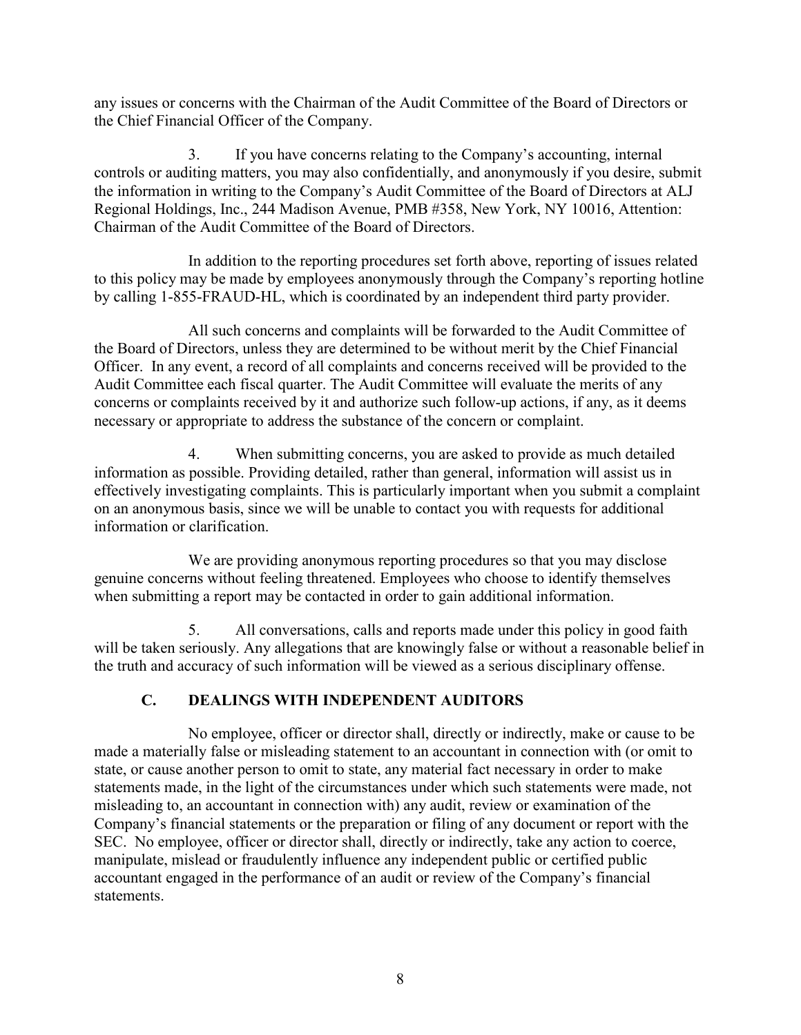any issues or concerns with the Chairman of the Audit Committee of the Board of Directors or the Chief Financial Officer of the Company.

3. If you have concerns relating to the Company's accounting, internal controls or auditing matters, you may also confidentially, and anonymously if you desire, submit the information in writing to the Company's Audit Committee of the Board of Directors at ALJ Regional Holdings, Inc., 244 Madison Avenue, PMB #358, New York, NY 10016, Attention: Chairman of the Audit Committee of the Board of Directors.

In addition to the reporting procedures set forth above, reporting of issues related to this policy may be made by employees anonymously through the Company's reporting hotline by calling 1-855-FRAUD-HL, which is coordinated by an independent third party provider.

All such concerns and complaints will be forwarded to the Audit Committee of the Board of Directors, unless they are determined to be without merit by the Chief Financial Officer. In any event, a record of all complaints and concerns received will be provided to the Audit Committee each fiscal quarter. The Audit Committee will evaluate the merits of any concerns or complaints received by it and authorize such follow-up actions, if any, as it deems necessary or appropriate to address the substance of the concern or complaint.

4. When submitting concerns, you are asked to provide as much detailed information as possible. Providing detailed, rather than general, information will assist us in effectively investigating complaints. This is particularly important when you submit a complaint on an anonymous basis, since we will be unable to contact you with requests for additional information or clarification.

We are providing anonymous reporting procedures so that you may disclose genuine concerns without feeling threatened. Employees who choose to identify themselves when submitting a report may be contacted in order to gain additional information.

5. All conversations, calls and reports made under this policy in good faith will be taken seriously. Any allegations that are knowingly false or without a reasonable belief in the truth and accuracy of such information will be viewed as a serious disciplinary offense.

### C. DEALINGS WITH INDEPENDENT AUDITORS

No employee, officer or director shall, directly or indirectly, make or cause to be made a materially false or misleading statement to an accountant in connection with (or omit to state, or cause another person to omit to state, any material fact necessary in order to make statements made, in the light of the circumstances under which such statements were made, not misleading to, an accountant in connection with) any audit, review or examination of the Company's financial statements or the preparation or filing of any document or report with the SEC. No employee, officer or director shall, directly or indirectly, take any action to coerce, manipulate, mislead or fraudulently influence any independent public or certified public accountant engaged in the performance of an audit or review of the Company's financial statements.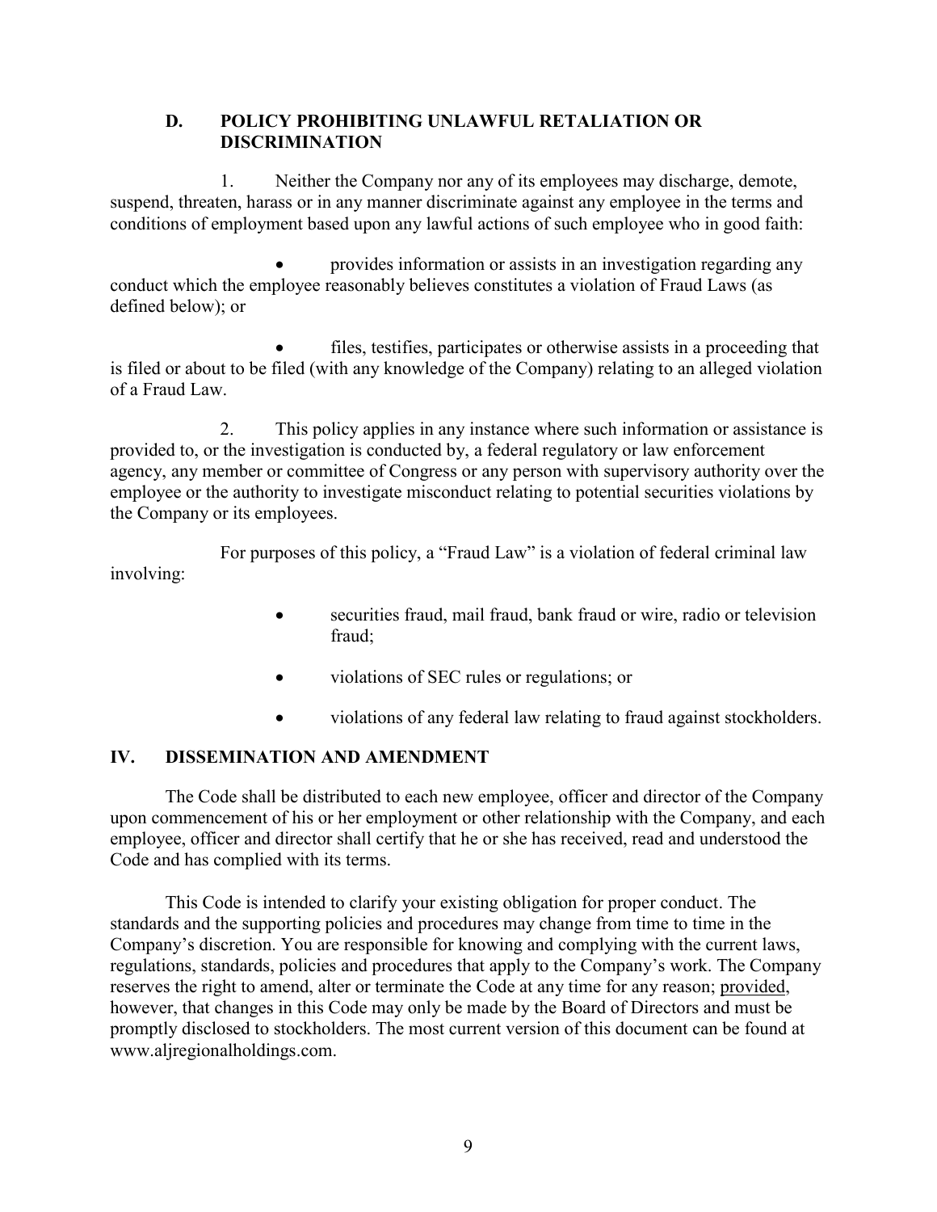### D. POLICY PROHIBITING UNLAWFUL RETALIATION OR DISCRIMINATION

1. Neither the Company nor any of its employees may discharge, demote, suspend, threaten, harass or in any manner discriminate against any employee in the terms and conditions of employment based upon any lawful actions of such employee who in good faith:

- provides information or assists in an investigation regarding any conduct which the employee reasonably believes constitutes a violation of Fraud Laws (as defined below); or
- files, testifies, participates or otherwise assists in a proceeding that is filed or about to be filed (with any knowledge of the Company) relating to an alleged violation of a Fraud Law.

2. This policy applies in any instance where such information or assistance is provided to, or the investigation is conducted by, a federal regulatory or law enforcement agency, any member or committee of Congress or any person with supervisory authority over the employee or the authority to investigate misconduct relating to potential securities violations by the Company or its employees.

For purposes of this policy, a "Fraud Law" is a violation of federal criminal law involving:

- securities fraud, mail fraud, bank fraud or wire, radio or television fraud;
- violations of SEC rules or regulations; or
- violations of any federal law relating to fraud against stockholders.

## IV. DISSEMINATION AND AMENDMENT

The Code shall be distributed to each new employee, officer and director of the Company upon commencement of his or her employment or other relationship with the Company, and each employee, officer and director shall certify that he or she has received, read and understood the Code and has complied with its terms.

This Code is intended to clarify your existing obligation for proper conduct. The standards and the supporting policies and procedures may change from time to time in the Company's discretion. You are responsible for knowing and complying with the current laws, regulations, standards, policies and procedures that apply to the Company's work. The Company reserves the right to amend, alter or terminate the Code at any time for any reason; provided, however, that changes in this Code may only be made by the Board of Directors and must be promptly disclosed to stockholders. The most current version of this document can be found at www.aljregionalholdings.com.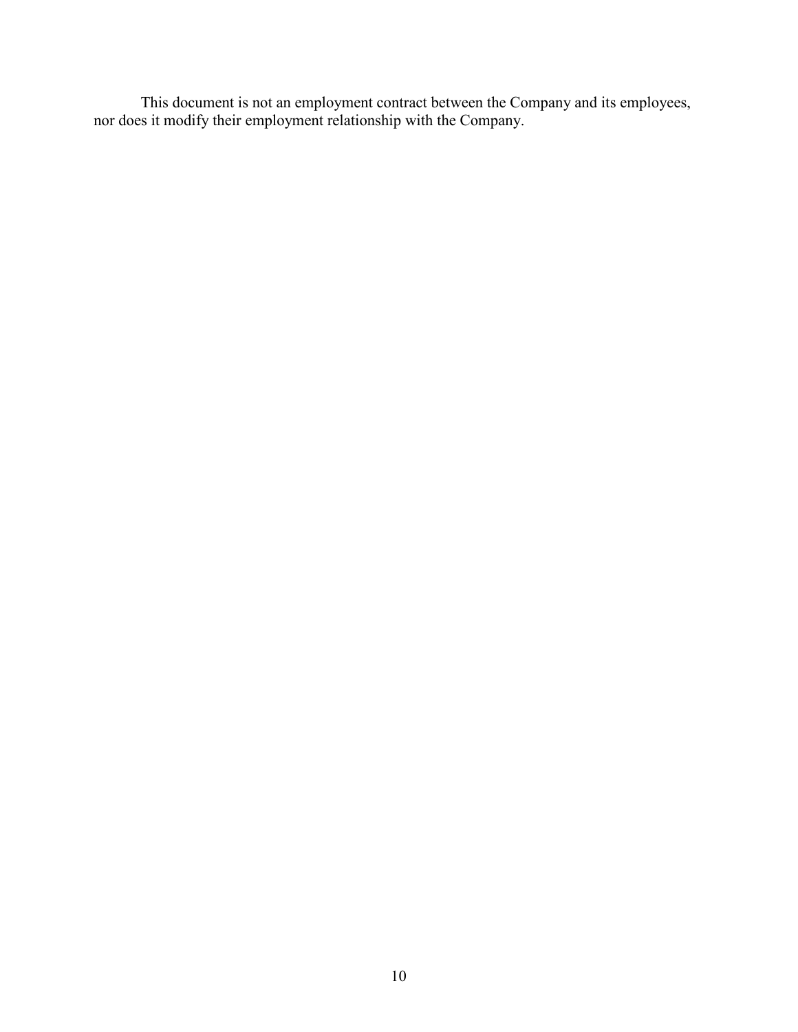This document is not an employment contract between the Company and its employees, nor does it modify their employment relationship with the Company.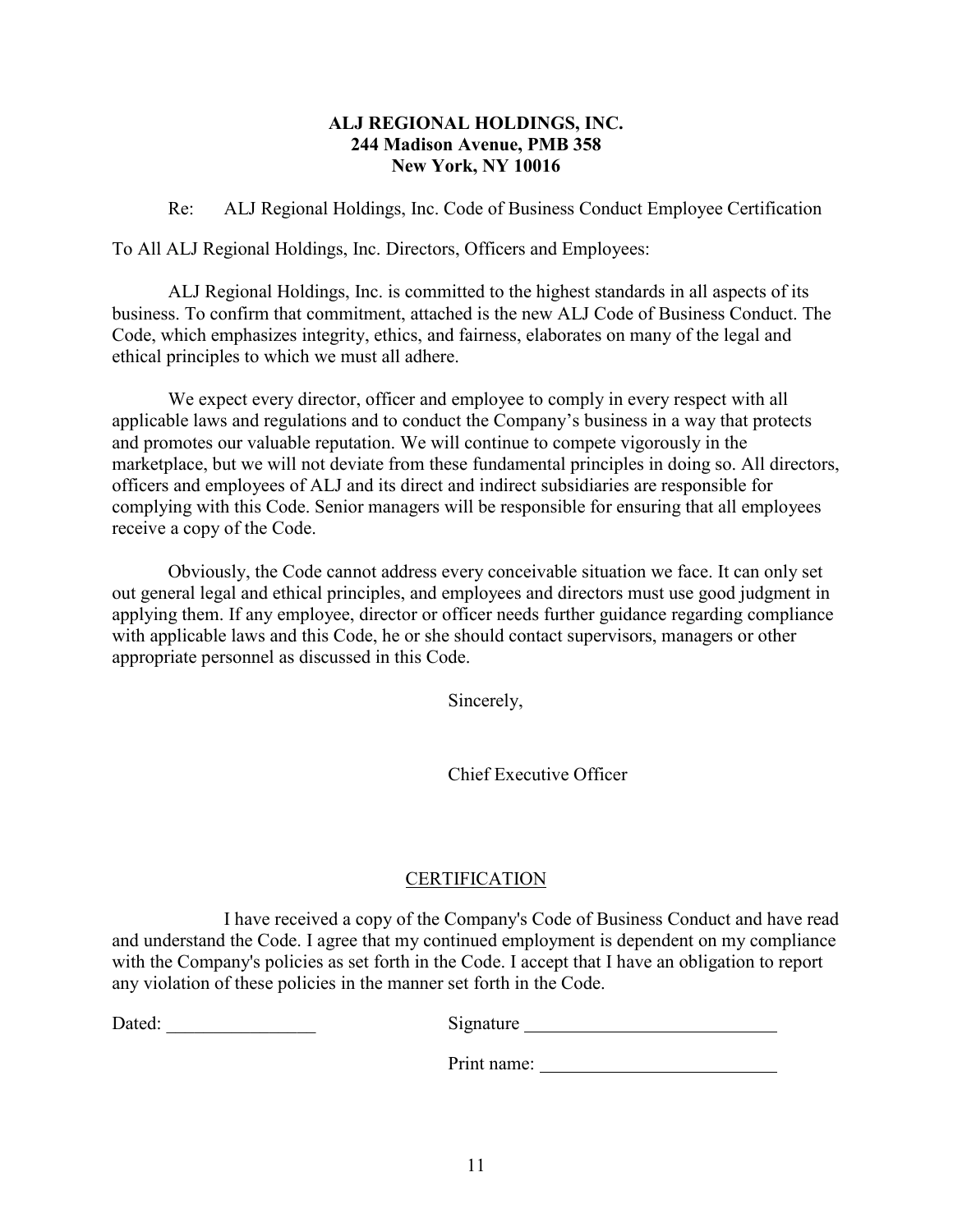**ALJ REGIONAL HOLDINGS, INC.**
**244 Madison Avenue, PMB 358**
**New York, NY 10016**

Re: ALJ Regional Holdings, Inc. Code of Business Conduct Employee Certification

To All ALJ Regional Holdings, Inc. Directors, Officers and Employees:

ALJ Regional Holdings, Inc. is committed to the highest standards in all aspects of its business. To confirm that commitment, attached is the new ALJ Code of Business Conduct. The Code, which emphasizes integrity, ethics, and fairness, elaborates on many of the legal and ethical principles to which we must all adhere.

We expect every director, officer and employee to comply in every respect with all applicable laws and regulations and to conduct the Company's business in a way that protects and promotes our valuable reputation. We will continue to compete vigorously in the marketplace, but we will not deviate from these fundamental principles in doing so. All directors, officers and employees of ALJ and its direct and indirect subsidiaries are responsible for complying with this Code. Senior managers will be responsible for ensuring that all employees receive a copy of the Code.

Obviously, the Code cannot address every conceivable situation we face. It can only set out general legal and ethical principles, and employees and directors must use good judgment in applying them. If any employee, director or officer needs further guidance regarding compliance with applicable laws and this Code, he or she should contact supervisors, managers or other appropriate personnel as discussed in this Code.

Sincerely,

Chief Executive Officer

CERTIFICATION

I have received a copy of the Company's Code of Business Conduct and have read and understand the Code. I agree that my continued employment is dependent on my compliance with the Company's policies as set forth in the Code. I accept that I have an obligation to report any violation of these policies in the manner set forth in the Code.

Dated: ________________ Signature ___________________________

Print name: __________________________